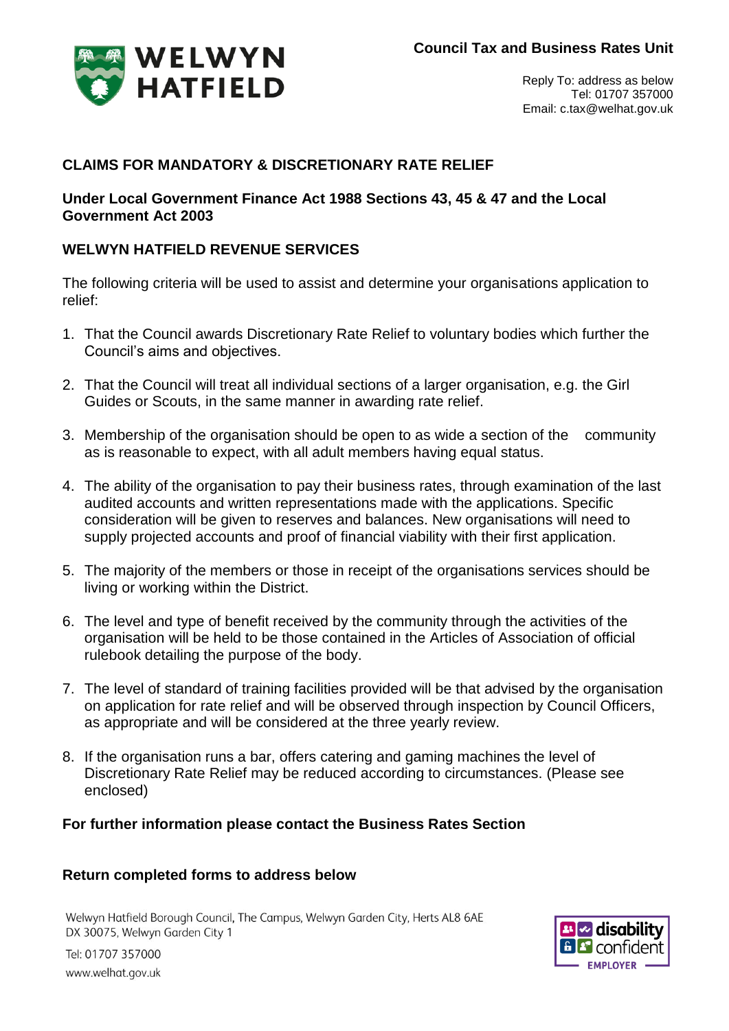WELWYN HATFIELD

**Council Tax and Business Rates Unit**

Reply To: address as below
Tel: 01707 357000
Email: c.tax@welhat.gov.uk

## CLAIMS FOR MANDATORY & DISCRETIONARY RATE RELIEF

### Under Local Government Finance Act 1988 Sections 43, 45 & 47 and the Local Government Act 2003

### WELWYN HATFIELD REVENUE SERVICES

The following criteria will be used to assist and determine your organisations application to relief:

1. That the Council awards Discretionary Rate Relief to voluntary bodies which further the Council's aims and objectives.

2. That the Council will treat all individual sections of a larger organisation, e.g. the Girl Guides or Scouts, in the same manner in awarding rate relief.

3. Membership of the organisation should be open to as wide a section of the community as is reasonable to expect, with all adult members having equal status.

4. The ability of the organisation to pay their business rates, through examination of the last audited accounts and written representations made with the applications. Specific consideration will be given to reserves and balances. New organisations will need to supply projected accounts and proof of financial viability with their first application.

5. The majority of the members or those in receipt of the organisations services should be living or working within the District.

6. The level and type of benefit received by the community through the activities of the organisation will be held to be those contained in the Articles of Association of official rulebook detailing the purpose of the body.

7. The level of standard of training facilities provided will be that advised by the organisation on application for rate relief and will be observed through inspection by Council Officers, as appropriate and will be considered at the three yearly review.

8. If the organisation runs a bar, offers catering and gaming machines the level of Discretionary Rate Relief may be reduced according to circumstances. (Please see enclosed)

**For further information please contact the Business Rates Section**

**Return completed forms to address below**

Welwyn Hatfield Borough Council, The Campus, Welwyn Garden City, Herts AL8 6AE
DX 30075, Welwyn Garden City 1

Tel: 01707 357000
www.welhat.gov.uk

disability confident EMPLOYER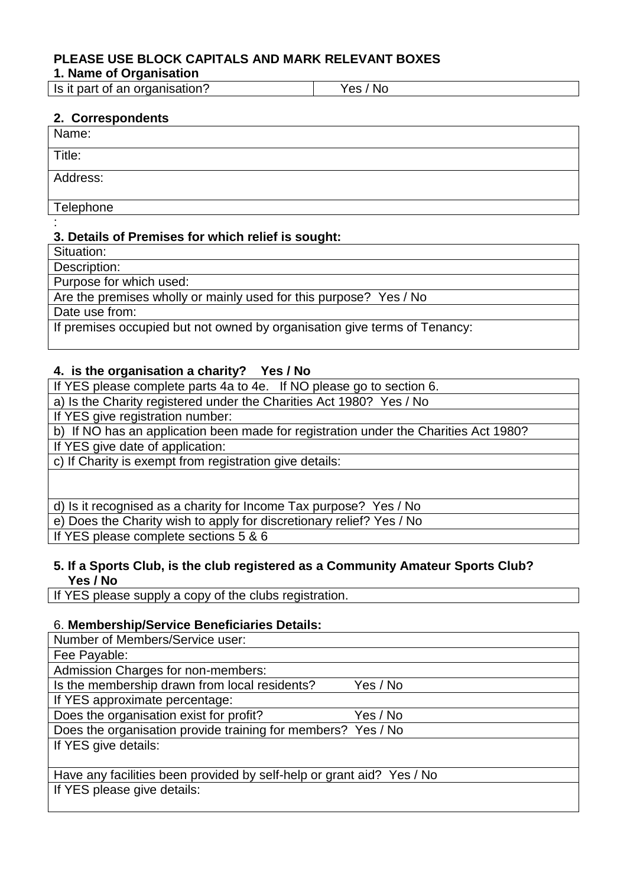**PLEASE USE BLOCK CAPITALS AND MARK RELEVANT BOXES**

**1. Name of Organisation**

| | |
|---|---|
| Is it part of an organisation? | Yes / No |

**2. Correspondents**

| |
|---|
| Name: |
| Title: |
| Address: |
| Telephone |

:

**3. Details of Premises for which relief is sought:**

| |
|---|
| Situation: |
| Description: |
| Purpose for which used: |
| Are the premises wholly or mainly used for this purpose? Yes / No |
| Date use from: |
| If premises occupied but not owned by organisation give terms of Tenancy: |

**4. is the organisation a charity? Yes / No**

| |
|---|
| If YES please complete parts 4a to 4e. If NO please go to section 6. |
| a) Is the Charity registered under the Charities Act 1980? Yes / No |
| If YES give registration number: |
| b) If NO has an application been made for registration under the Charities Act 1980? |
| If YES give date of application: |
| c) If Charity is exempt from registration give details: |
| |
| d) Is it recognised as a charity for Income Tax purpose? Yes / No |
| e) Does the Charity wish to apply for discretionary relief? Yes / No |
| If YES please complete sections 5 & 6 |

**5. If a Sports Club, is the club registered as a Community Amateur Sports Club? Yes / No**

| |
|---|
| If YES please supply a copy of the clubs registration. |

6. **Membership/Service Beneficiaries Details:**

| | |
|---|---|
| Number of Members/Service user: | |
| Fee Payable: | |
| Admission Charges for non-members: | |
| Is the membership drawn from local residents? | Yes / No |
| If YES approximate percentage: | |
| Does the organisation exist for profit? | Yes / No |
| Does the organisation provide training for members? Yes / No | |
| If YES give details: | |
| Have any facilities been provided by self-help or grant aid? Yes / No | |
| If YES please give details: | |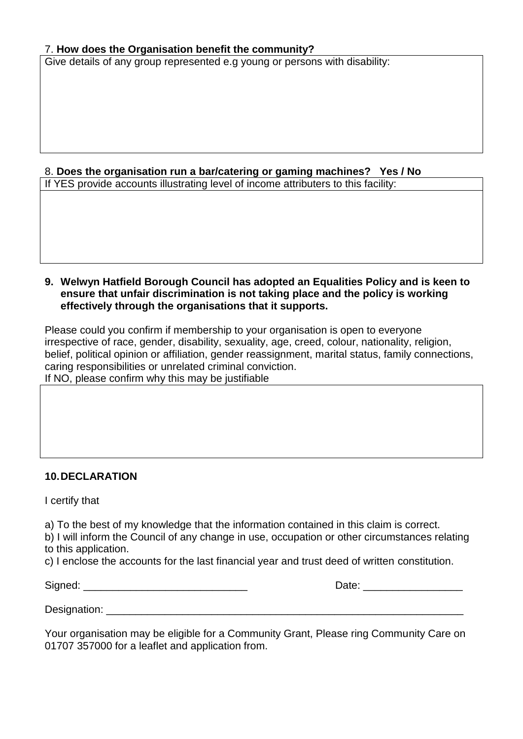7. **How does the Organisation benefit the community?**

Give details of any group represented e.g young or persons with disability:

8. **Does the organisation run a bar/catering or gaming machines? Yes / No**

If YES provide accounts illustrating level of income attributers to this facility:

**9. Welwyn Hatfield Borough Council has adopted an Equalities Policy and is keen to ensure that unfair discrimination is not taking place and the policy is working effectively through the organisations that it supports.**

Please could you confirm if membership to your organisation is open to everyone irrespective of race, gender, disability, sexuality, age, creed, colour, nationality, religion, belief, political opinion or affiliation, gender reassignment, marital status, family connections, caring responsibilities or unrelated criminal conviction.
If NO, please confirm why this may be justifiable

**10. DECLARATION**

I certify that

a) To the best of my knowledge that the information contained in this claim is correct.
b) I will inform the Council of any change in use, occupation or other circumstances relating to this application.
c) I enclose the accounts for the last financial year and trust deed of written constitution.

Signed: ____________________________ Date: _________________

Designation: _________________________________________________________________

Your organisation may be eligible for a Community Grant, Please ring Community Care on 01707 357000 for a leaflet and application from.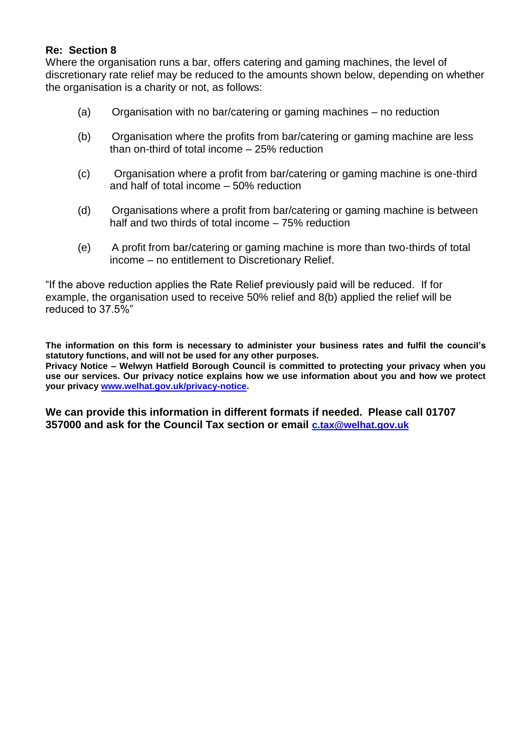**Re: Section 8**

Where the organisation runs a bar, offers catering and gaming machines, the level of discretionary rate relief may be reduced to the amounts shown below, depending on whether the organisation is a charity or not, as follows:

(a) Organisation with no bar/catering or gaming machines – no reduction

(b) Organisation where the profits from bar/catering or gaming machine are less than on-third of total income – 25% reduction

(c) Organisation where a profit from bar/catering or gaming machine is one-third and half of total income – 50% reduction

(d) Organisations where a profit from bar/catering or gaming machine is between half and two thirds of total income – 75% reduction

(e) A profit from bar/catering or gaming machine is more than two-thirds of total income – no entitlement to Discretionary Relief.

"If the above reduction applies the Rate Relief previously paid will be reduced. If for example, the organisation used to receive 50% relief and 8(b) applied the relief will be reduced to 37.5%"

**The information on this form is necessary to administer your business rates and fulfil the council's statutory functions, and will not be used for any other purposes.**
**Privacy Notice – Welwyn Hatfield Borough Council is committed to protecting your privacy when you use our services. Our privacy notice explains how we use information about you and how we protect your privacy [www.welhat.gov.uk/privacy-notice](http://www.welhat.gov.uk/privacy-notice).**

**We can provide this information in different formats if needed. Please call 01707 357000 and ask for the Council Tax section or email [c.tax@welhat.gov.uk](mailto:c.tax@welhat.gov.uk)**